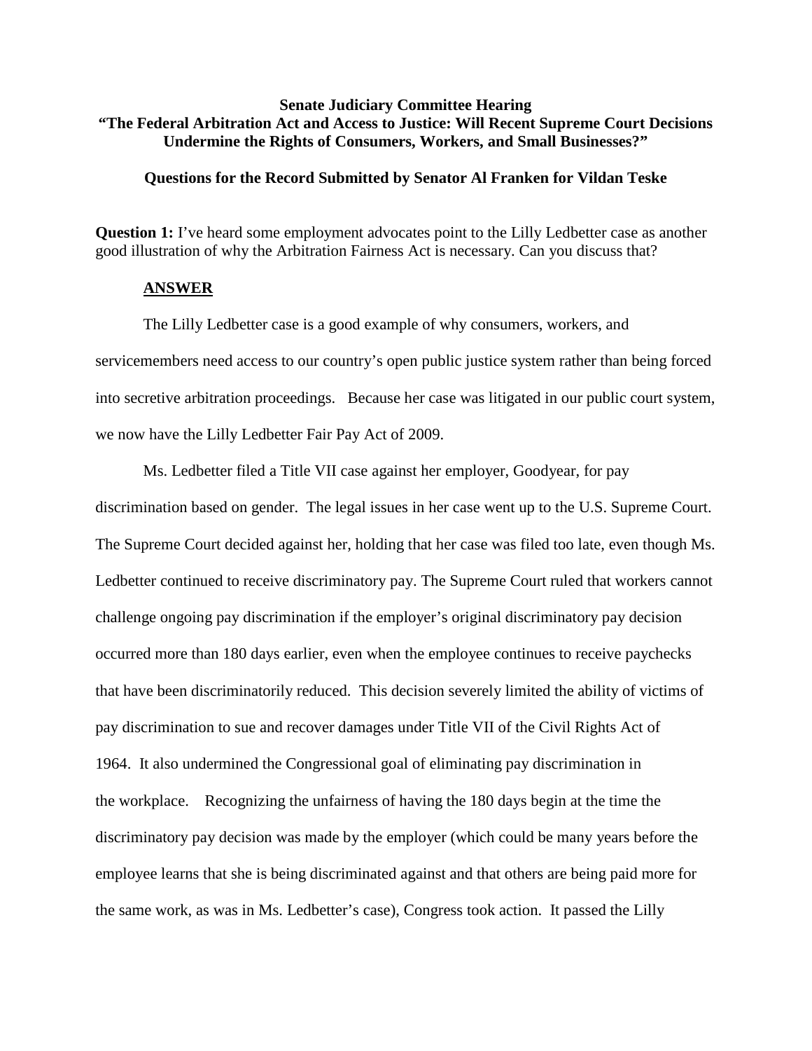**Senate Judiciary Committee Hearing**
**"The Federal Arbitration Act and Access to Justice: Will Recent Supreme Court Decisions Undermine the Rights of Consumers, Workers, and Small Businesses?"**

**Questions for the Record Submitted by Senator Al Franken for Vildan Teske**

**Question 1:** I've heard some employment advocates point to the Lilly Ledbetter case as another good illustration of why the Arbitration Fairness Act is necessary. Can you discuss that?

**ANSWER**

The Lilly Ledbetter case is a good example of why consumers, workers, and servicemembers need access to our country's open public justice system rather than being forced into secretive arbitration proceedings. Because her case was litigated in our public court system, we now have the Lilly Ledbetter Fair Pay Act of 2009.

Ms. Ledbetter filed a Title VII case against her employer, Goodyear, for pay discrimination based on gender. The legal issues in her case went up to the U.S. Supreme Court. The Supreme Court decided against her, holding that her case was filed too late, even though Ms. Ledbetter continued to receive discriminatory pay. The Supreme Court ruled that workers cannot challenge ongoing pay discrimination if the employer's original discriminatory pay decision occurred more than 180 days earlier, even when the employee continues to receive paychecks that have been discriminatorily reduced. This decision severely limited the ability of victims of pay discrimination to sue and recover damages under Title VII of the Civil Rights Act of 1964. It also undermined the Congressional goal of eliminating pay discrimination in the workplace. Recognizing the unfairness of having the 180 days begin at the time the discriminatory pay decision was made by the employer (which could be many years before the employee learns that she is being discriminated against and that others are being paid more for the same work, as was in Ms. Ledbetter's case), Congress took action. It passed the Lilly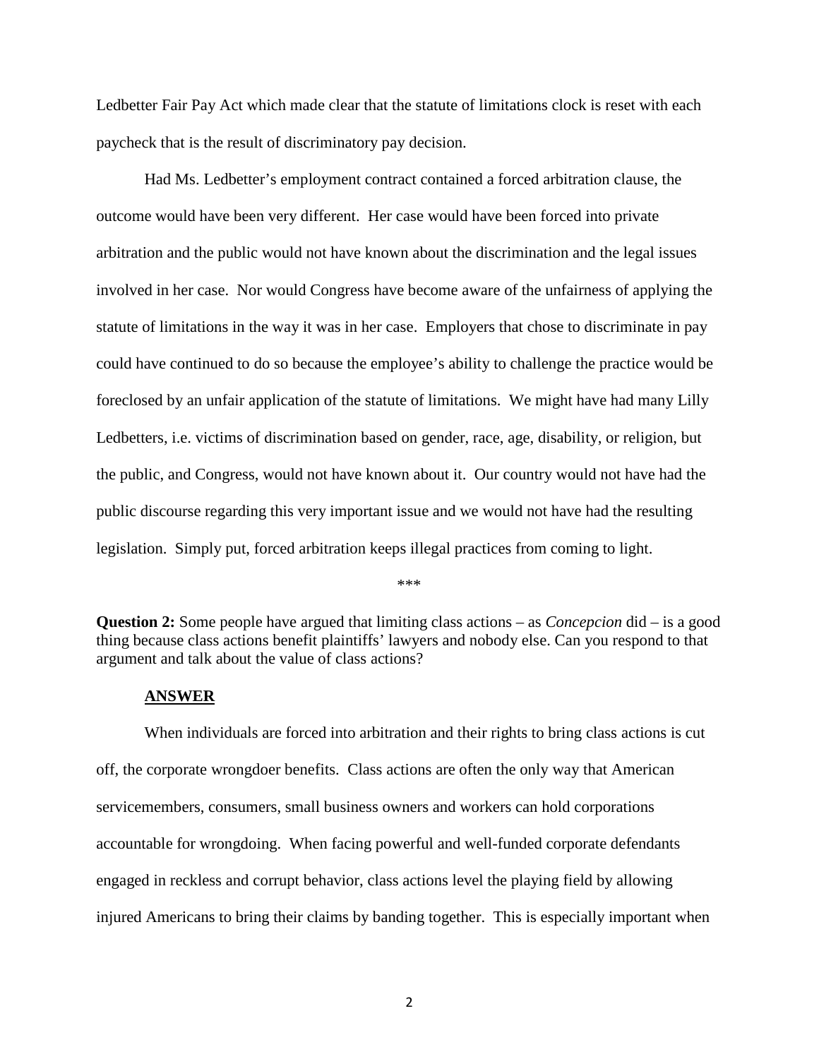Ledbetter Fair Pay Act which made clear that the statute of limitations clock is reset with each paycheck that is the result of discriminatory pay decision.

Had Ms. Ledbetter's employment contract contained a forced arbitration clause, the outcome would have been very different. Her case would have been forced into private arbitration and the public would not have known about the discrimination and the legal issues involved in her case. Nor would Congress have become aware of the unfairness of applying the statute of limitations in the way it was in her case. Employers that chose to discriminate in pay could have continued to do so because the employee's ability to challenge the practice would be foreclosed by an unfair application of the statute of limitations. We might have had many Lilly Ledbetters, i.e. victims of discrimination based on gender, race, age, disability, or religion, but the public, and Congress, would not have known about it. Our country would not have had the public discourse regarding this very important issue and we would not have had the resulting legislation. Simply put, forced arbitration keeps illegal practices from coming to light.

\*\*\*

**Question 2:** Some people have argued that limiting class actions – as *Concepcion* did – is a good thing because class actions benefit plaintiffs' lawyers and nobody else. Can you respond to that argument and talk about the value of class actions?

**ANSWER**

When individuals are forced into arbitration and their rights to bring class actions is cut off, the corporate wrongdoer benefits. Class actions are often the only way that American servicemembers, consumers, small business owners and workers can hold corporations accountable for wrongdoing. When facing powerful and well-funded corporate defendants engaged in reckless and corrupt behavior, class actions level the playing field by allowing injured Americans to bring their claims by banding together. This is especially important when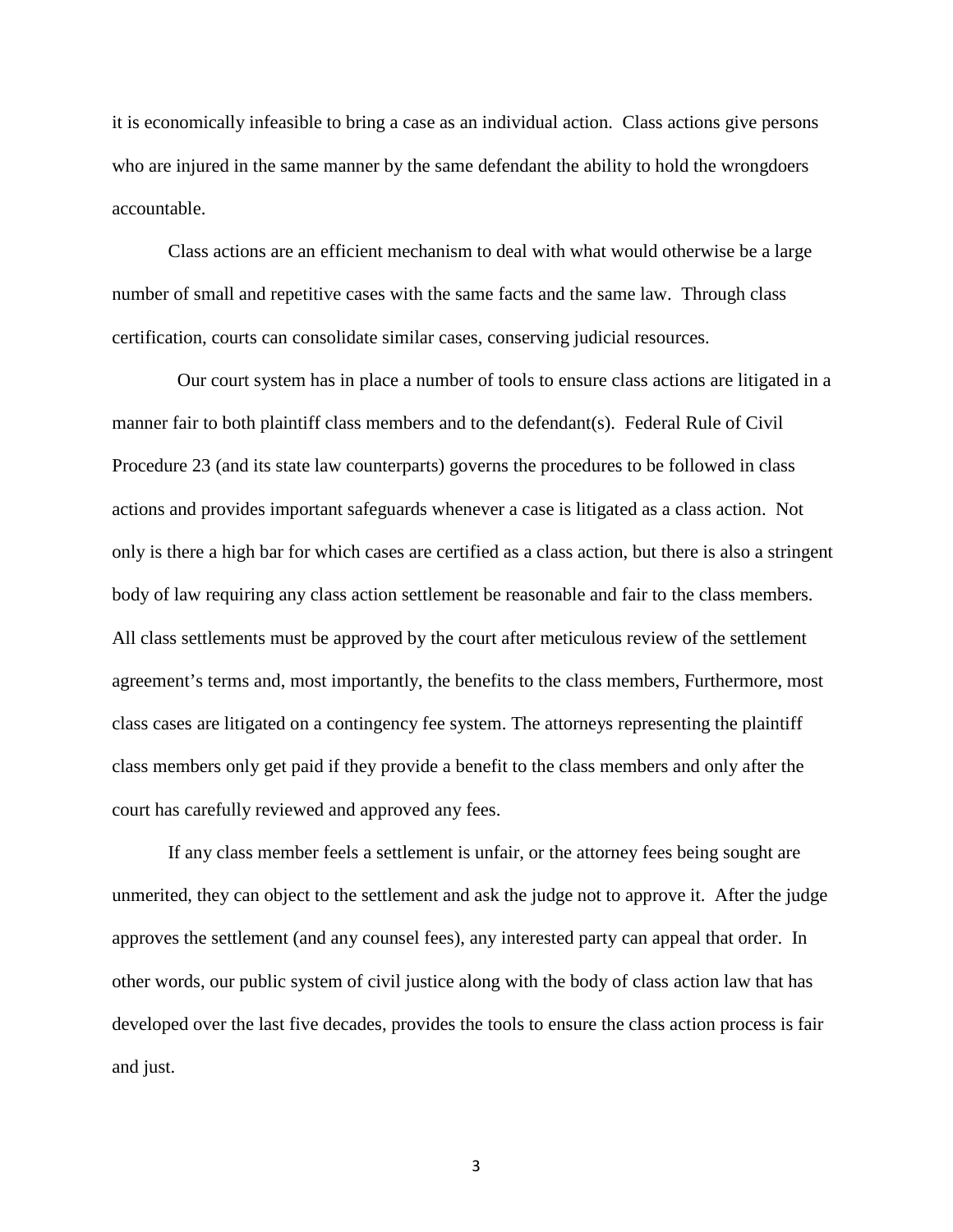it is economically infeasible to bring a case as an individual action. Class actions give persons who are injured in the same manner by the same defendant the ability to hold the wrongdoers accountable.

Class actions are an efficient mechanism to deal with what would otherwise be a large number of small and repetitive cases with the same facts and the same law. Through class certification, courts can consolidate similar cases, conserving judicial resources.

Our court system has in place a number of tools to ensure class actions are litigated in a manner fair to both plaintiff class members and to the defendant(s). Federal Rule of Civil Procedure 23 (and its state law counterparts) governs the procedures to be followed in class actions and provides important safeguards whenever a case is litigated as a class action. Not only is there a high bar for which cases are certified as a class action, but there is also a stringent body of law requiring any class action settlement be reasonable and fair to the class members. All class settlements must be approved by the court after meticulous review of the settlement agreement's terms and, most importantly, the benefits to the class members, Furthermore, most class cases are litigated on a contingency fee system. The attorneys representing the plaintiff class members only get paid if they provide a benefit to the class members and only after the court has carefully reviewed and approved any fees.

If any class member feels a settlement is unfair, or the attorney fees being sought are unmerited, they can object to the settlement and ask the judge not to approve it. After the judge approves the settlement (and any counsel fees), any interested party can appeal that order. In other words, our public system of civil justice along with the body of class action law that has developed over the last five decades, provides the tools to ensure the class action process is fair and just.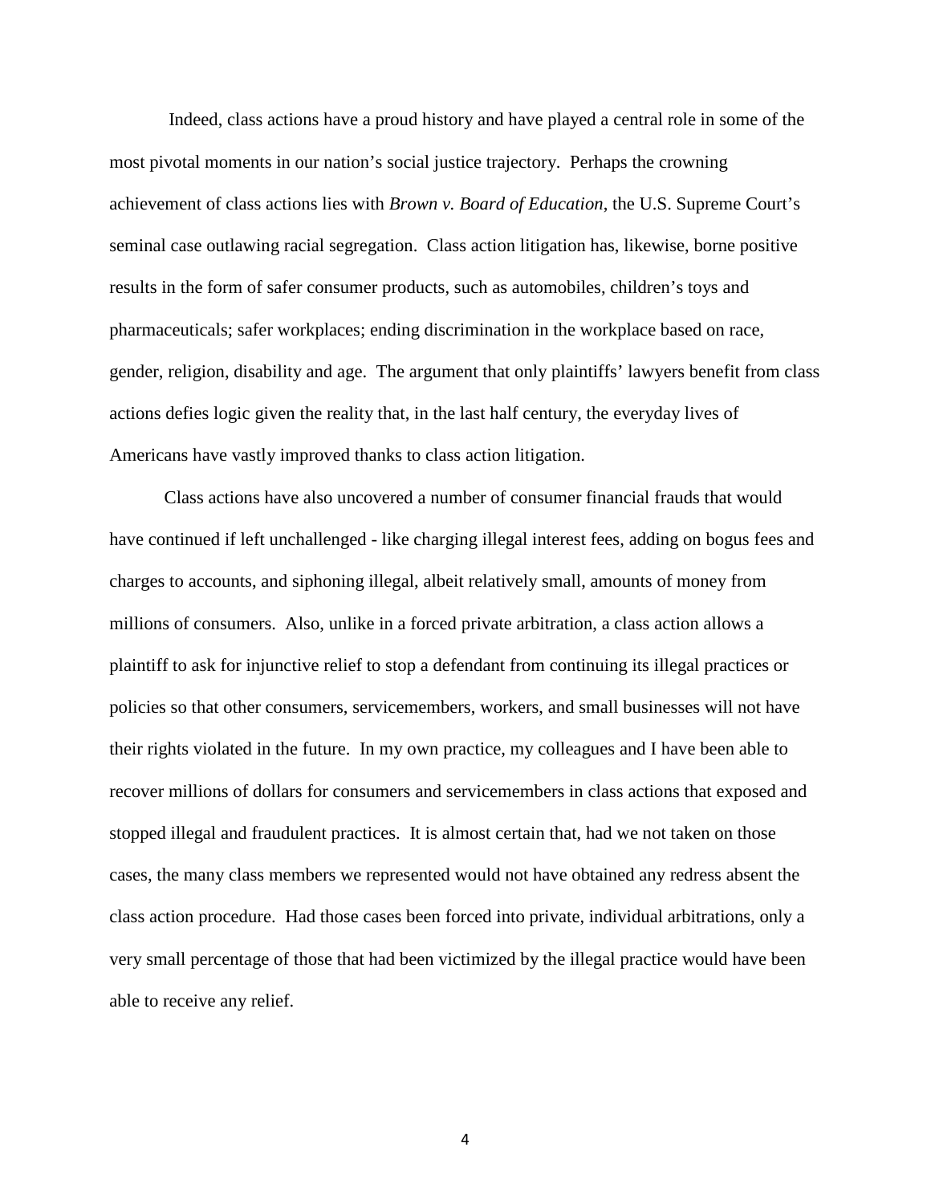Indeed, class actions have a proud history and have played a central role in some of the most pivotal moments in our nation's social justice trajectory. Perhaps the crowning achievement of class actions lies with *Brown v. Board of Education*, the U.S. Supreme Court's seminal case outlawing racial segregation. Class action litigation has, likewise, borne positive results in the form of safer consumer products, such as automobiles, children's toys and pharmaceuticals; safer workplaces; ending discrimination in the workplace based on race, gender, religion, disability and age. The argument that only plaintiffs' lawyers benefit from class actions defies logic given the reality that, in the last half century, the everyday lives of Americans have vastly improved thanks to class action litigation.

Class actions have also uncovered a number of consumer financial frauds that would have continued if left unchallenged - like charging illegal interest fees, adding on bogus fees and charges to accounts, and siphoning illegal, albeit relatively small, amounts of money from millions of consumers. Also, unlike in a forced private arbitration, a class action allows a plaintiff to ask for injunctive relief to stop a defendant from continuing its illegal practices or policies so that other consumers, servicemembers, workers, and small businesses will not have their rights violated in the future. In my own practice, my colleagues and I have been able to recover millions of dollars for consumers and servicemembers in class actions that exposed and stopped illegal and fraudulent practices. It is almost certain that, had we not taken on those cases, the many class members we represented would not have obtained any redress absent the class action procedure. Had those cases been forced into private, individual arbitrations, only a very small percentage of those that had been victimized by the illegal practice would have been able to receive any relief.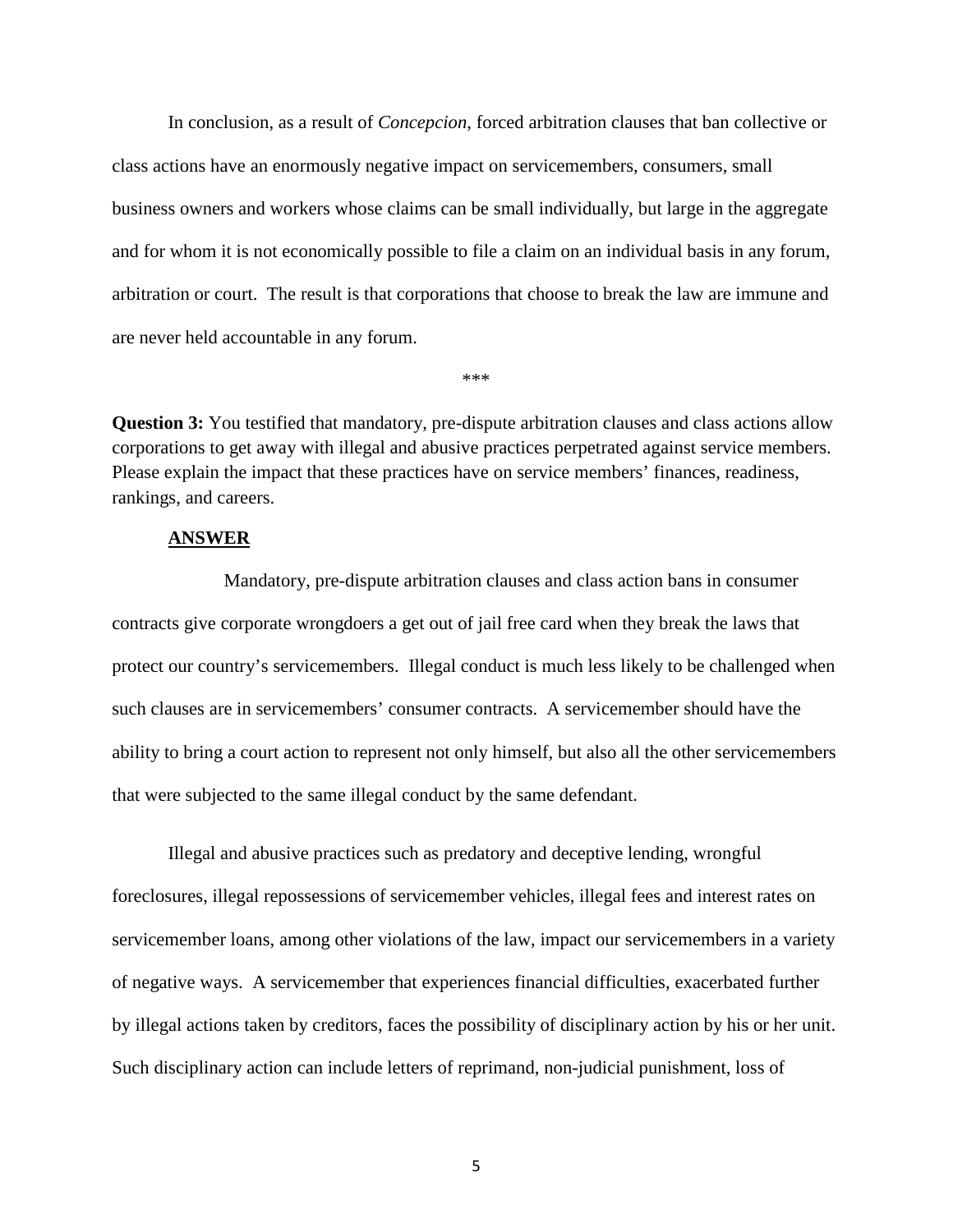In conclusion, as a result of *Concepcion*, forced arbitration clauses that ban collective or class actions have an enormously negative impact on servicemembers, consumers, small business owners and workers whose claims can be small individually, but large in the aggregate and for whom it is not economically possible to file a claim on an individual basis in any forum, arbitration or court. The result is that corporations that choose to break the law are immune and are never held accountable in any forum.

\*\*\*

**Question 3:** You testified that mandatory, pre-dispute arbitration clauses and class actions allow corporations to get away with illegal and abusive practices perpetrated against service members. Please explain the impact that these practices have on service members' finances, readiness, rankings, and careers.

**ANSWER**

Mandatory, pre-dispute arbitration clauses and class action bans in consumer contracts give corporate wrongdoers a get out of jail free card when they break the laws that protect our country's servicemembers. Illegal conduct is much less likely to be challenged when such clauses are in servicemembers' consumer contracts. A servicemember should have the ability to bring a court action to represent not only himself, but also all the other servicemembers that were subjected to the same illegal conduct by the same defendant.

Illegal and abusive practices such as predatory and deceptive lending, wrongful foreclosures, illegal repossessions of servicemember vehicles, illegal fees and interest rates on servicemember loans, among other violations of the law, impact our servicemembers in a variety of negative ways. A servicemember that experiences financial difficulties, exacerbated further by illegal actions taken by creditors, faces the possibility of disciplinary action by his or her unit. Such disciplinary action can include letters of reprimand, non-judicial punishment, loss of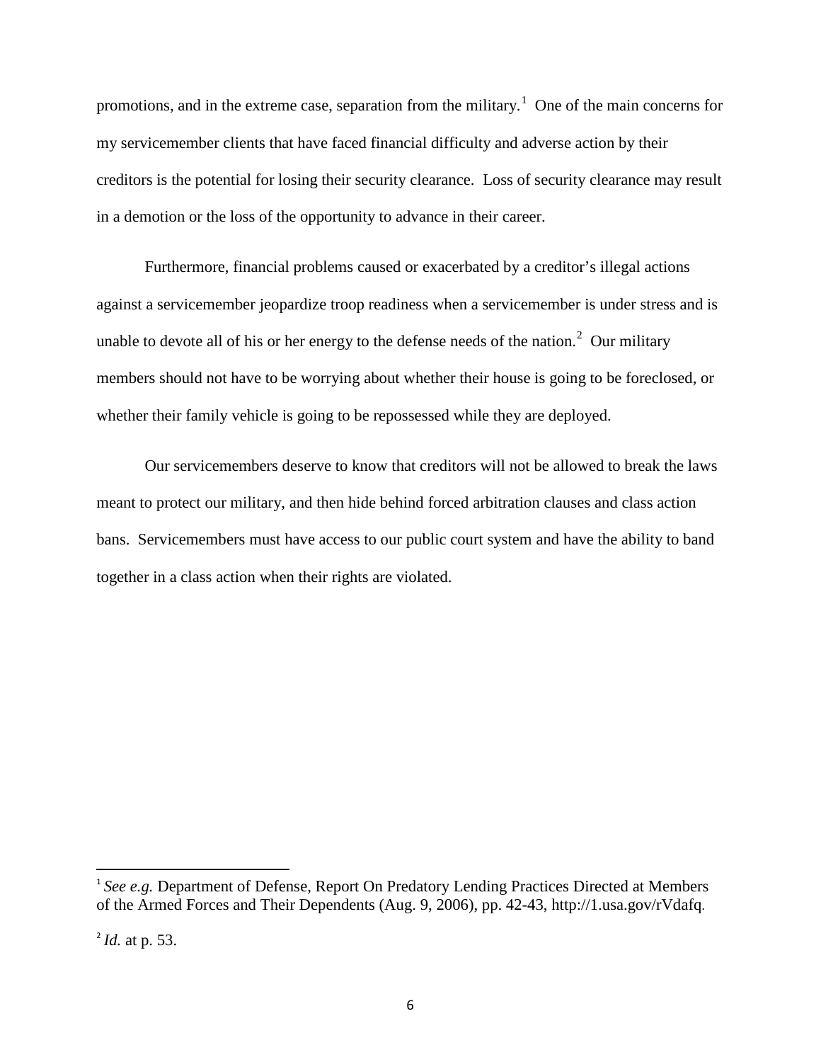promotions, and in the extreme case, separation from the military.[1] One of the main concerns for my servicemember clients that have faced financial difficulty and adverse action by their creditors is the potential for losing their security clearance. Loss of security clearance may result in a demotion or the loss of the opportunity to advance in their career.

Furthermore, financial problems caused or exacerbated by a creditor's illegal actions against a servicemember jeopardize troop readiness when a servicemember is under stress and is unable to devote all of his or her energy to the defense needs of the nation.[2] Our military members should not have to be worrying about whether their house is going to be foreclosed, or whether their family vehicle is going to be repossessed while they are deployed.

Our servicemembers deserve to know that creditors will not be allowed to break the laws meant to protect our military, and then hide behind forced arbitration clauses and class action bans. Servicemembers must have access to our public court system and have the ability to band together in a class action when their rights are violated.

---

[1] *See e.g.* Department of Defense, Report On Predatory Lending Practices Directed at Members of the Armed Forces and Their Dependents (Aug. 9, 2006), pp. 42-43, http://1.usa.gov/rVdafq.

[2] *Id.* at p. 53.